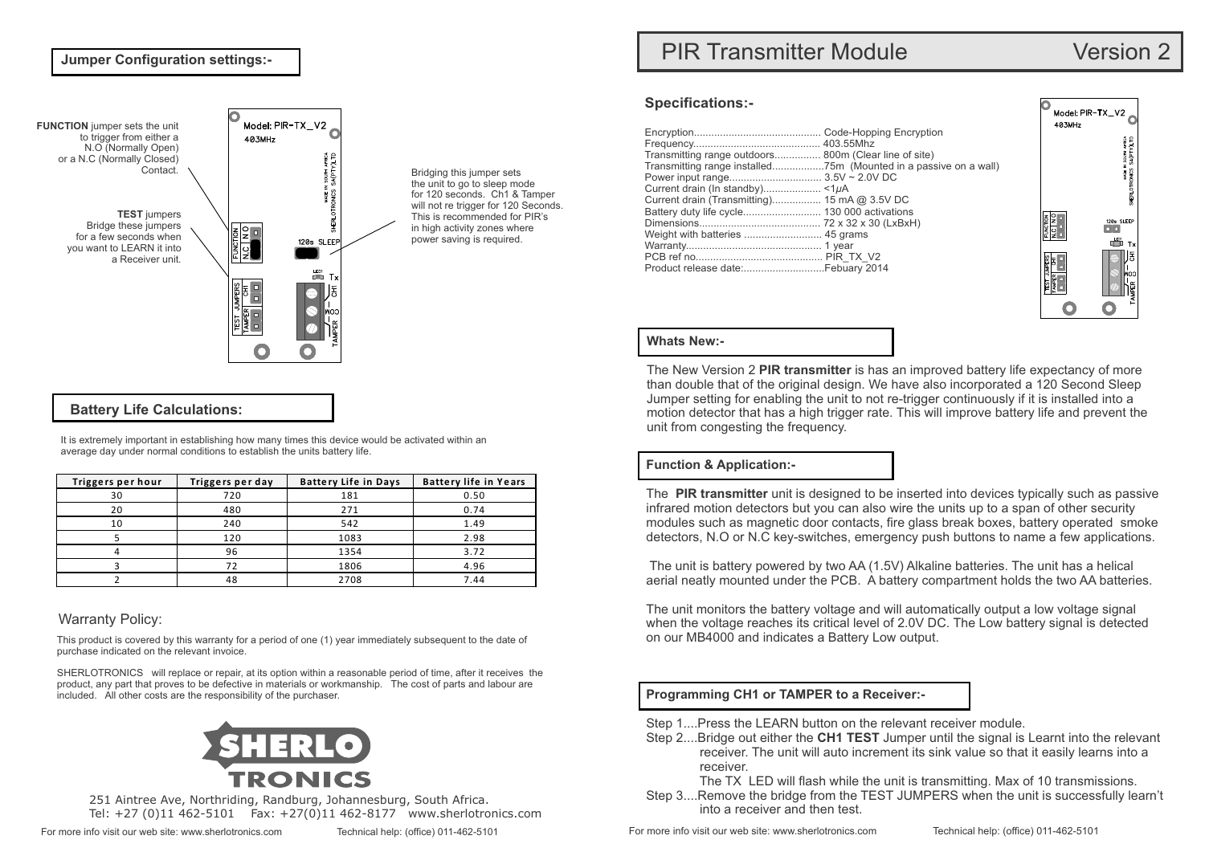## Jumper Configuration settings:-

**FUNCTION** jumper sets the unit to trigger from either a N.O (Normally Open) or a N.C (Normally Closed) Contact.

**TEST** jumpers Bridge these jumpers for a few seconds when you want to LEARN it into a Receiver unit.

Bridging this jumper sets the unit to go to sleep mode for 120 seconds. Ch1 & Tamper will not re trigger for 120 Seconds. This is recommended for PIR's in high activity zones where power saving is required.

Model: PIR-TX_V2
403MHz
MADE IN SOUTH AFRICA SHERLOTRONICS SA(PTY)LTD
FUNCTION N.C N.O
120s SLEEP
LED1 Tx
TEST JUMPERS CH1 TAMPER
CH1 COM TAMPER

## Battery Life Calculations:

It is extremely important in establishing how many times this device would be activated within an average day under normal conditions to establish the units battery life.

| Triggers per hour | Triggers per day | Battery Life in Days | Battery life in Years |
|---|---|---|---|
| 30 | 720 | 181 | 0.50 |
| 20 | 480 | 271 | 0.74 |
| 10 | 240 | 542 | 1.49 |
| 5 | 120 | 1083 | 2.98 |
| 4 | 96 | 1354 | 3.72 |
| 3 | 72 | 1806 | 4.96 |
| 2 | 48 | 2708 | 7.44 |

## Warranty Policy:

This product is covered by this warranty for a period of one (1) year immediately subsequent to the date of purchase indicated on the relevant invoice.

SHERLOTRONICS will replace or repair, at its option within a reasonable period of time, after it receives the product, any part that proves to be defective in materials or workmanship. The cost of parts and labour are included. All other costs are the responsibility of the purchaser.

SHERLO TRONICS

251 Aintree Ave, Northriding, Randburg, Johannesburg, South Africa.
Tel: +27 (0)11 462-5101 Fax: +27(0)11 462-8177 www.sherlotronics.com

# PIR Transmitter Module Version 2

## Specifications:-

- Encryption............................................ Code-Hopping Encryption
- Frequency............................................ 403.55Mhz
- Transmitting range outdoors................ 800m (Clear line of site)
- Transmitting range installed..................75m (Mounted in a passive on a wall)
- Power input range................................ 3.5V ~ 2.0V DC
- Current drain (In standby).................... <1µA
- Current drain (Transmitting)................. 15 mA @ 3.5V DC
- Battery duty life cycle........................... 130 000 activations
- Dimensions.......................................... 72 x 32 x 30 (LxBxH)
- Weight with batteries ........................... 45 grams
- Warranty............................................... 1 year
- PCB ref no............................................ PIR_TX_V2
- Product release date:............................Febuary 2014

## Whats New:-

The New Version 2 **PIR transmitter** is has an improved battery life expectancy of more than double that of the original design. We have also incorporated a 120 Second Sleep Jumper setting for enabling the unit to not re-trigger continuously if it is installed into a motion detector that has a high trigger rate. This will improve battery life and prevent the unit from congesting the frequency.

## Function & Application:-

The **PIR transmitter** unit is designed to be inserted into devices typically such as passive infrared motion detectors but you can also wire the units up to a span of other security modules such as magnetic door contacts, fire glass break boxes, battery operated smoke detectors, N.O or N.C key-switches, emergency push buttons to name a few applications.

The unit is battery powered by two AA (1.5V) Alkaline batteries. The unit has a helical aerial neatly mounted under the PCB. A battery compartment holds the two AA batteries.

The unit monitors the battery voltage and will automatically output a low voltage signal when the voltage reaches its critical level of 2.0V DC. The Low battery signal is detected on our MB4000 and indicates a Battery Low output.

## Programming CH1 or TAMPER to a Receiver:-

Step 1....Press the LEARN button on the relevant receiver module.

Step 2....Bridge out either the **CH1 TEST** Jumper until the signal is Learnt into the relevant receiver. The unit will auto increment its sink value so that it easily learns into a receiver.
The TX LED will flash while the unit is transmitting. Max of 10 transmissions.

Step 3....Remove the bridge from the TEST JUMPERS when the unit is successfully learn't into a receiver and then test.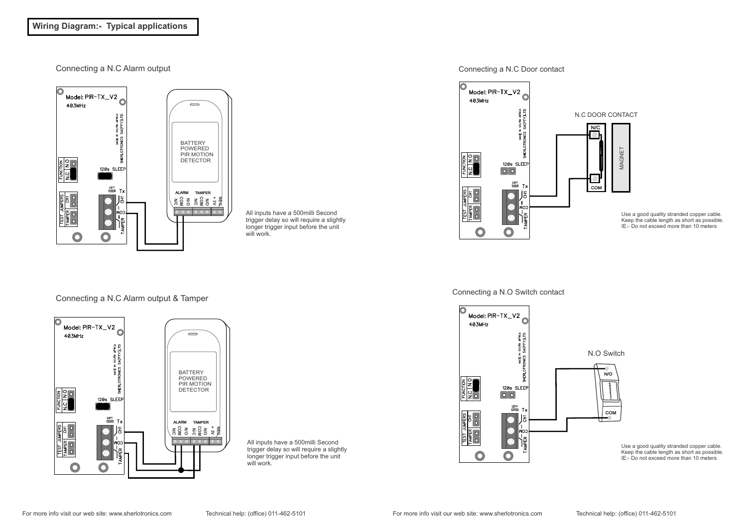## Wiring Diagram:- Typical applications

### Connecting a N.C Alarm output

Model: PIR-TX_V2
403MHz

MADE IN SOUTH AFRICA
SHERLOTRONICS SA(PTY)LTD

FUNCTION N.C N.O

120s SLEEP

LED1 Tx

TEST JUMPERS CH1 TAMPER

CH1 COM TAMPER

BATTERY POWERED PIR MOTION DETECTOR

ALARM TAMPER
N/C COM N/O N/C COM N/O +3V NEG

All inputs have a 500milli Second trigger delay so will require a slightly longer trigger input before the unit will work.

### Connecting a N.C Alarm output & Tamper

Model: PIR-TX_V2
403MHz

MADE IN SOUTH AFRICA
SHERLOTRONICS SA(PTY)LTD

FUNCTION N.C N.O

120s SLEEP

LED1 Tx

TEST JUMPERS CH1 TAMPER

CH1 COM TAMPER

BATTERY POWERED PIR MOTION DETECTOR

ALARM TAMPER
N/C COM N/O N/C COM N/O +3V NEG

All inputs have a 500milli Second trigger delay so will require a slightly longer trigger input before the unit will work.

### Connecting a N.C Door contact

Model: PIR-TX_V2
403MHz

MADE IN SOUTH AFRICA
SHERLOTRONICS SA(PTY)LTD

FUNCTION N.C N.O

120s SLEEP

LED1 Tx

TEST JUMPERS CH1 TAMPER

CH1 COM TAMPER

N.C DOOR CONTACT

N/C

COM

MAGNET

Use a good quality stranded copper cable.
Keep the cable length as short as possible.
IE:- Do not exceed more than 10 meters

### Connecting a N.O Switch contact

Model: PIR-TX_V2
403MHz

MADE IN SOUTH AFRICA
SHERLOTRONICS SA(PTY)LTD

FUNCTION N.C N.O

120s SLEEP

LED1 Tx

TEST JUMPERS CH1 TAMPER

CH1 COM TAMPER

N.O Switch

N/O

COM

Use a good quality stranded copper cable.
Keep the cable length as short as possible.
IE:- Do not exceed more than 10 meters

For more info visit our web site: www.sherlotronics.com Technical help: (office) 011-462-5101